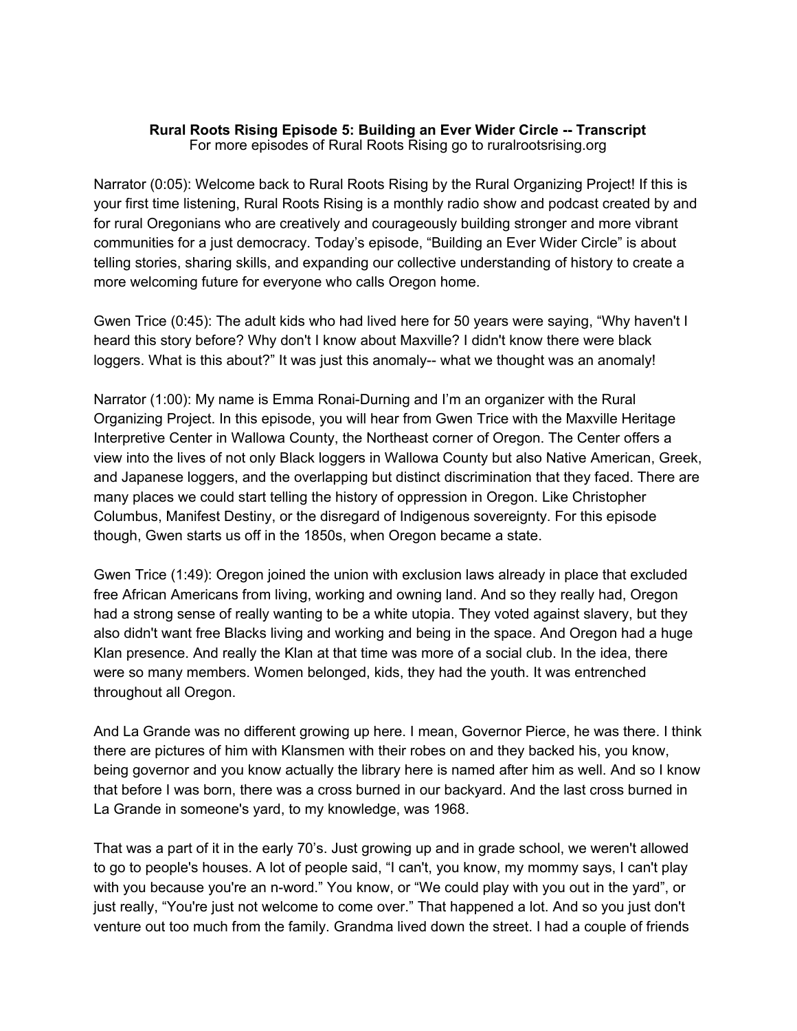**Rural Roots Rising Episode 5: Building an Ever Wider Circle -- Transcript**

For more episodes of Rural Roots Rising go to ruralrootsrising.org

Narrator (0:05): Welcome back to Rural Roots Rising by the Rural Organizing Project! If this is your first time listening, Rural Roots Rising is a monthly radio show and podcast created by and for rural Oregonians who are creatively and courageously building stronger and more vibrant communities for a just democracy. Today's episode, "Building an Ever Wider Circle" is about telling stories, sharing skills, and expanding our collective understanding of history to create a more welcoming future for everyone who calls Oregon home.

Gwen Trice (0:45): The adult kids who had lived here for 50 years were saying, "Why haven't I heard this story before? Why don't I know about Maxville? I didn't know there were black loggers. What is this about?" It was just this anomaly-- what we thought was an anomaly!

Narrator (1:00): My name is Emma Ronai-Durning and I'm an organizer with the Rural Organizing Project. In this episode, you will hear from Gwen Trice with the Maxville Heritage Interpretive Center in Wallowa County, the Northeast corner of Oregon. The Center offers a view into the lives of not only Black loggers in Wallowa County but also Native American, Greek, and Japanese loggers, and the overlapping but distinct discrimination that they faced. There are many places we could start telling the history of oppression in Oregon. Like Christopher Columbus, Manifest Destiny, or the disregard of Indigenous sovereignty. For this episode though, Gwen starts us off in the 1850s, when Oregon became a state.

Gwen Trice (1:49): Oregon joined the union with exclusion laws already in place that excluded free African Americans from living, working and owning land. And so they really had, Oregon had a strong sense of really wanting to be a white utopia. They voted against slavery, but they also didn't want free Blacks living and working and being in the space. And Oregon had a huge Klan presence. And really the Klan at that time was more of a social club. In the idea, there were so many members. Women belonged, kids, they had the youth. It was entrenched throughout all Oregon.

And La Grande was no different growing up here. I mean, Governor Pierce, he was there. I think there are pictures of him with Klansmen with their robes on and they backed his, you know, being governor and you know actually the library here is named after him as well. And so I know that before I was born, there was a cross burned in our backyard. And the last cross burned in La Grande in someone's yard, to my knowledge, was 1968.

That was a part of it in the early 70's. Just growing up and in grade school, we weren't allowed to go to people's houses. A lot of people said, "I can't, you know, my mommy says, I can't play with you because you're an n-word." You know, or "We could play with you out in the yard", or just really, "You're just not welcome to come over." That happened a lot. And so you just don't venture out too much from the family. Grandma lived down the street. I had a couple of friends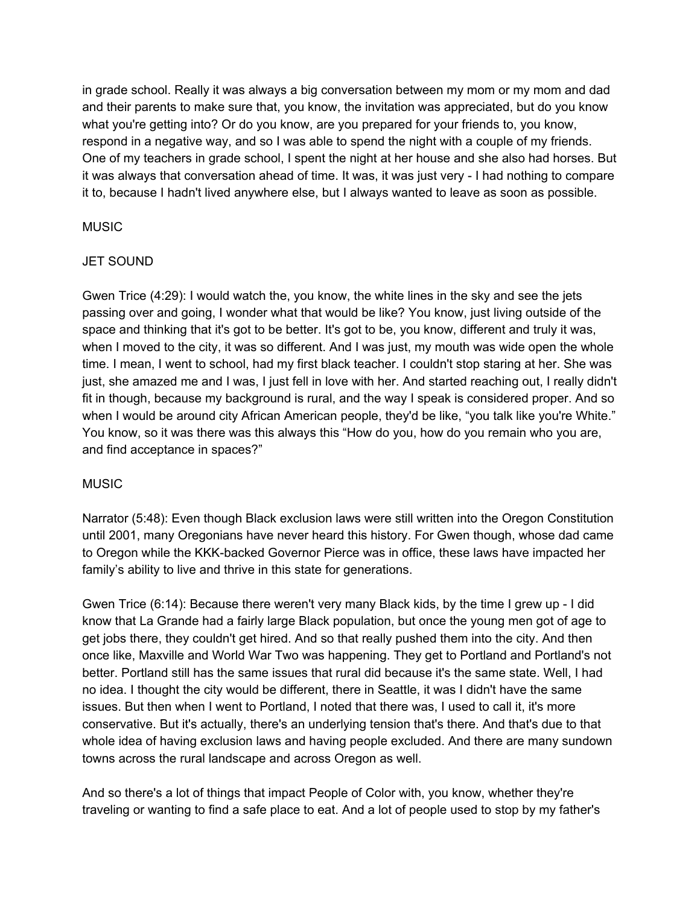in grade school. Really it was always a big conversation between my mom or my mom and dad and their parents to make sure that, you know, the invitation was appreciated, but do you know what you're getting into? Or do you know, are you prepared for your friends to, you know, respond in a negative way, and so I was able to spend the night with a couple of my friends. One of my teachers in grade school, I spent the night at her house and she also had horses. But it was always that conversation ahead of time. It was, it was just very - I had nothing to compare it to, because I hadn't lived anywhere else, but I always wanted to leave as soon as possible.

MUSIC

JET SOUND

Gwen Trice (4:29): I would watch the, you know, the white lines in the sky and see the jets passing over and going, I wonder what that would be like? You know, just living outside of the space and thinking that it's got to be better. It's got to be, you know, different and truly it was, when I moved to the city, it was so different. And I was just, my mouth was wide open the whole time. I mean, I went to school, had my first black teacher. I couldn't stop staring at her. She was just, she amazed me and I was, I just fell in love with her. And started reaching out, I really didn't fit in though, because my background is rural, and the way I speak is considered proper. And so when I would be around city African American people, they'd be like, "you talk like you're White." You know, so it was there was this always this "How do you, how do you remain who you are, and find acceptance in spaces?"

MUSIC

Narrator (5:48): Even though Black exclusion laws were still written into the Oregon Constitution until 2001, many Oregonians have never heard this history. For Gwen though, whose dad came to Oregon while the KKK-backed Governor Pierce was in office, these laws have impacted her family's ability to live and thrive in this state for generations.

Gwen Trice (6:14): Because there weren't very many Black kids, by the time I grew up - I did know that La Grande had a fairly large Black population, but once the young men got of age to get jobs there, they couldn't get hired. And so that really pushed them into the city. And then once like, Maxville and World War Two was happening. They get to Portland and Portland's not better. Portland still has the same issues that rural did because it's the same state. Well, I had no idea. I thought the city would be different, there in Seattle, it was I didn't have the same issues. But then when I went to Portland, I noted that there was, I used to call it, it's more conservative. But it's actually, there's an underlying tension that's there. And that's due to that whole idea of having exclusion laws and having people excluded. And there are many sundown towns across the rural landscape and across Oregon as well.

And so there's a lot of things that impact People of Color with, you know, whether they're traveling or wanting to find a safe place to eat. And a lot of people used to stop by my father's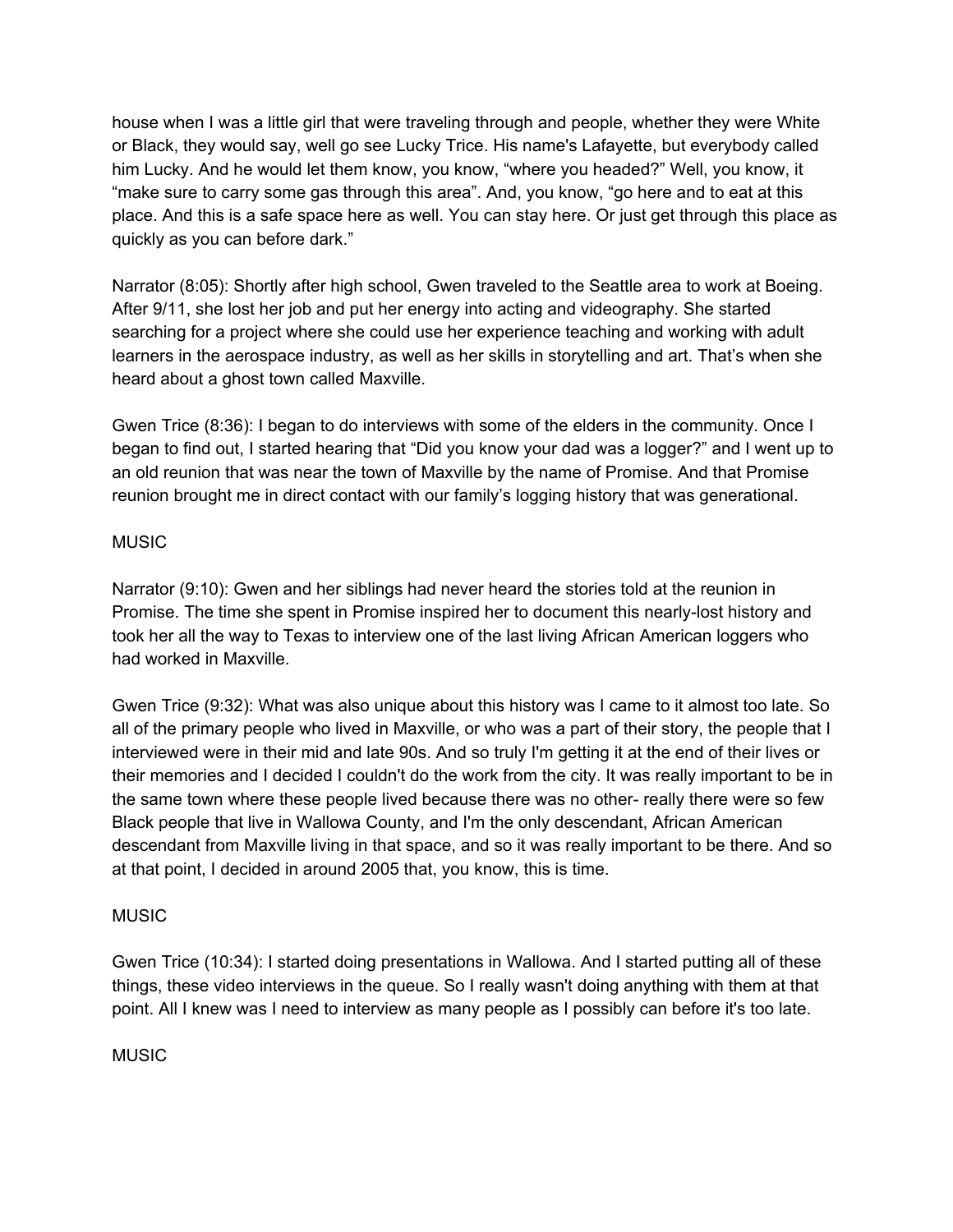house when I was a little girl that were traveling through and people, whether they were White or Black, they would say, well go see Lucky Trice. His name's Lafayette, but everybody called him Lucky. And he would let them know, you know, "where you headed?" Well, you know, it "make sure to carry some gas through this area". And, you know, "go here and to eat at this place. And this is a safe space here as well. You can stay here. Or just get through this place as quickly as you can before dark."

Narrator (8:05): Shortly after high school, Gwen traveled to the Seattle area to work at Boeing. After 9/11, she lost her job and put her energy into acting and videography. She started searching for a project where she could use her experience teaching and working with adult learners in the aerospace industry, as well as her skills in storytelling and art. That's when she heard about a ghost town called Maxville.

Gwen Trice (8:36): I began to do interviews with some of the elders in the community. Once I began to find out, I started hearing that "Did you know your dad was a logger?" and I went up to an old reunion that was near the town of Maxville by the name of Promise. And that Promise reunion brought me in direct contact with our family's logging history that was generational.

MUSIC

Narrator (9:10): Gwen and her siblings had never heard the stories told at the reunion in Promise. The time she spent in Promise inspired her to document this nearly-lost history and took her all the way to Texas to interview one of the last living African American loggers who had worked in Maxville.

Gwen Trice (9:32): What was also unique about this history was I came to it almost too late. So all of the primary people who lived in Maxville, or who was a part of their story, the people that I interviewed were in their mid and late 90s. And so truly I'm getting it at the end of their lives or their memories and I decided I couldn't do the work from the city. It was really important to be in the same town where these people lived because there was no other- really there were so few Black people that live in Wallowa County, and I'm the only descendant, African American descendant from Maxville living in that space, and so it was really important to be there. And so at that point, I decided in around 2005 that, you know, this is time.

MUSIC

Gwen Trice (10:34): I started doing presentations in Wallowa. And I started putting all of these things, these video interviews in the queue. So I really wasn't doing anything with them at that point. All I knew was I need to interview as many people as I possibly can before it's too late.

MUSIC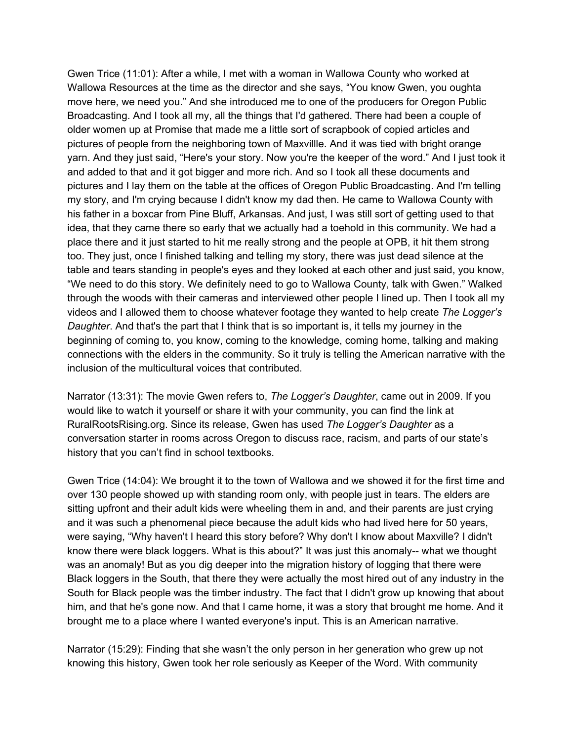Gwen Trice (11:01): After a while, I met with a woman in Wallowa County who worked at Wallowa Resources at the time as the director and she says, "You know Gwen, you oughta move here, we need you." And she introduced me to one of the producers for Oregon Public Broadcasting. And I took all my, all the things that I'd gathered. There had been a couple of older women up at Promise that made me a little sort of scrapbook of copied articles and pictures of people from the neighboring town of Maxvillle. And it was tied with bright orange yarn. And they just said, "Here's your story. Now you're the keeper of the word." And I just took it and added to that and it got bigger and more rich. And so I took all these documents and pictures and I lay them on the table at the offices of Oregon Public Broadcasting. And I'm telling my story, and I'm crying because I didn't know my dad then. He came to Wallowa County with his father in a boxcar from Pine Bluff, Arkansas. And just, I was still sort of getting used to that idea, that they came there so early that we actually had a toehold in this community. We had a place there and it just started to hit me really strong and the people at OPB, it hit them strong too. They just, once I finished talking and telling my story, there was just dead silence at the table and tears standing in people's eyes and they looked at each other and just said, you know, "We need to do this story. We definitely need to go to Wallowa County, talk with Gwen." Walked through the woods with their cameras and interviewed other people I lined up. Then I took all my videos and I allowed them to choose whatever footage they wanted to help create *The Logger's Daughter*. And that's the part that I think that is so important is, it tells my journey in the beginning of coming to, you know, coming to the knowledge, coming home, talking and making connections with the elders in the community. So it truly is telling the American narrative with the inclusion of the multicultural voices that contributed.

Narrator (13:31): The movie Gwen refers to, *The Logger's Daughter*, came out in 2009. If you would like to watch it yourself or share it with your community, you can find the link at RuralRootsRising.org. Since its release, Gwen has used *The Logger's Daughter* as a conversation starter in rooms across Oregon to discuss race, racism, and parts of our state's history that you can't find in school textbooks.

Gwen Trice (14:04): We brought it to the town of Wallowa and we showed it for the first time and over 130 people showed up with standing room only, with people just in tears. The elders are sitting upfront and their adult kids were wheeling them in and, and their parents are just crying and it was such a phenomenal piece because the adult kids who had lived here for 50 years, were saying, "Why haven't I heard this story before? Why don't I know about Maxville? I didn't know there were black loggers. What is this about?" It was just this anomaly-- what we thought was an anomaly! But as you dig deeper into the migration history of logging that there were Black loggers in the South, that there they were actually the most hired out of any industry in the South for Black people was the timber industry. The fact that I didn't grow up knowing that about him, and that he's gone now. And that I came home, it was a story that brought me home. And it brought me to a place where I wanted everyone's input. This is an American narrative.

Narrator (15:29): Finding that she wasn't the only person in her generation who grew up not knowing this history, Gwen took her role seriously as Keeper of the Word. With community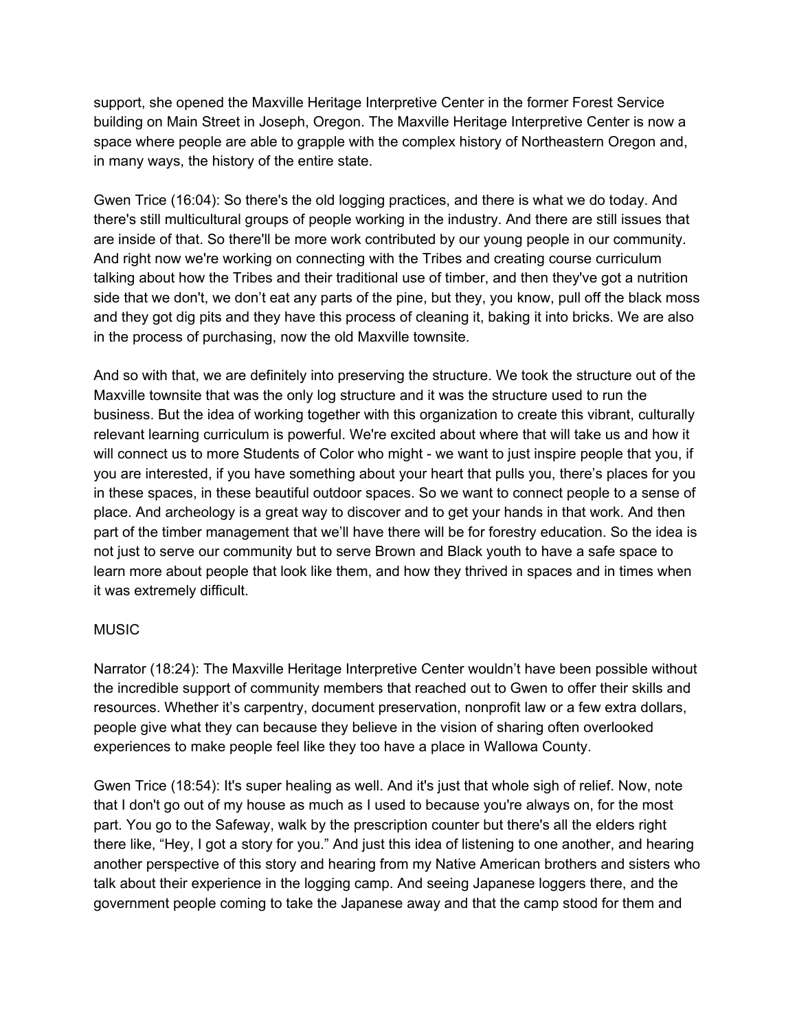support, she opened the Maxville Heritage Interpretive Center in the former Forest Service building on Main Street in Joseph, Oregon. The Maxville Heritage Interpretive Center is now a space where people are able to grapple with the complex history of Northeastern Oregon and, in many ways, the history of the entire state.

Gwen Trice (16:04): So there's the old logging practices, and there is what we do today. And there's still multicultural groups of people working in the industry. And there are still issues that are inside of that. So there'll be more work contributed by our young people in our community. And right now we're working on connecting with the Tribes and creating course curriculum talking about how the Tribes and their traditional use of timber, and then they've got a nutrition side that we don't, we don't eat any parts of the pine, but they, you know, pull off the black moss and they got dig pits and they have this process of cleaning it, baking it into bricks. We are also in the process of purchasing, now the old Maxville townsite.

And so with that, we are definitely into preserving the structure. We took the structure out of the Maxville townsite that was the only log structure and it was the structure used to run the business. But the idea of working together with this organization to create this vibrant, culturally relevant learning curriculum is powerful. We're excited about where that will take us and how it will connect us to more Students of Color who might - we want to just inspire people that you, if you are interested, if you have something about your heart that pulls you, there's places for you in these spaces, in these beautiful outdoor spaces. So we want to connect people to a sense of place. And archeology is a great way to discover and to get your hands in that work. And then part of the timber management that we'll have there will be for forestry education. So the idea is not just to serve our community but to serve Brown and Black youth to have a safe space to learn more about people that look like them, and how they thrived in spaces and in times when it was extremely difficult.

MUSIC

Narrator (18:24): The Maxville Heritage Interpretive Center wouldn't have been possible without the incredible support of community members that reached out to Gwen to offer their skills and resources. Whether it's carpentry, document preservation, nonprofit law or a few extra dollars, people give what they can because they believe in the vision of sharing often overlooked experiences to make people feel like they too have a place in Wallowa County.

Gwen Trice (18:54): It's super healing as well. And it's just that whole sigh of relief. Now, note that I don't go out of my house as much as I used to because you're always on, for the most part. You go to the Safeway, walk by the prescription counter but there's all the elders right there like, "Hey, I got a story for you." And just this idea of listening to one another, and hearing another perspective of this story and hearing from my Native American brothers and sisters who talk about their experience in the logging camp. And seeing Japanese loggers there, and the government people coming to take the Japanese away and that the camp stood for them and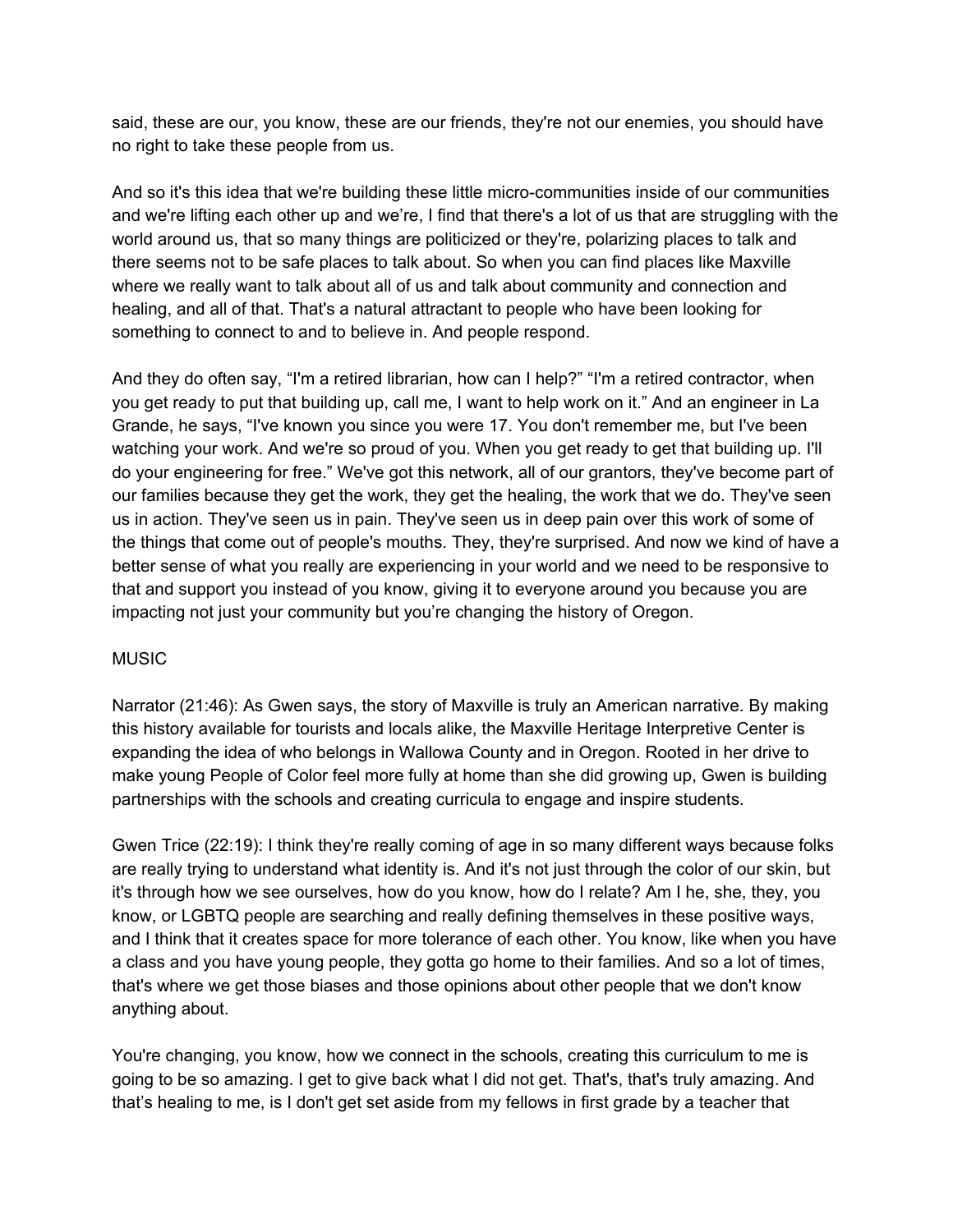said, these are our, you know, these are our friends, they're not our enemies, you should have no right to take these people from us.

And so it's this idea that we're building these little micro-communities inside of our communities and we're lifting each other up and we're, I find that there's a lot of us that are struggling with the world around us, that so many things are politicized or they're, polarizing places to talk and there seems not to be safe places to talk about. So when you can find places like Maxville where we really want to talk about all of us and talk about community and connection and healing, and all of that. That's a natural attractant to people who have been looking for something to connect to and to believe in. And people respond.

And they do often say, "I'm a retired librarian, how can I help?" "I'm a retired contractor, when you get ready to put that building up, call me, I want to help work on it." And an engineer in La Grande, he says, "I've known you since you were 17. You don't remember me, but I've been watching your work. And we're so proud of you. When you get ready to get that building up. I'll do your engineering for free." We've got this network, all of our grantors, they've become part of our families because they get the work, they get the healing, the work that we do. They've seen us in action. They've seen us in pain. They've seen us in deep pain over this work of some of the things that come out of people's mouths. They, they're surprised. And now we kind of have a better sense of what you really are experiencing in your world and we need to be responsive to that and support you instead of you know, giving it to everyone around you because you are impacting not just your community but you're changing the history of Oregon.

MUSIC

Narrator (21:46): As Gwen says, the story of Maxville is truly an American narrative. By making this history available for tourists and locals alike, the Maxville Heritage Interpretive Center is expanding the idea of who belongs in Wallowa County and in Oregon. Rooted in her drive to make young People of Color feel more fully at home than she did growing up, Gwen is building partnerships with the schools and creating curricula to engage and inspire students.

Gwen Trice (22:19): I think they're really coming of age in so many different ways because folks are really trying to understand what identity is. And it's not just through the color of our skin, but it's through how we see ourselves, how do you know, how do I relate? Am I he, she, they, you know, or LGBTQ people are searching and really defining themselves in these positive ways, and I think that it creates space for more tolerance of each other. You know, like when you have a class and you have young people, they gotta go home to their families. And so a lot of times, that's where we get those biases and those opinions about other people that we don't know anything about.

You're changing, you know, how we connect in the schools, creating this curriculum to me is going to be so amazing. I get to give back what I did not get. That's, that's truly amazing. And that's healing to me, is I don't get set aside from my fellows in first grade by a teacher that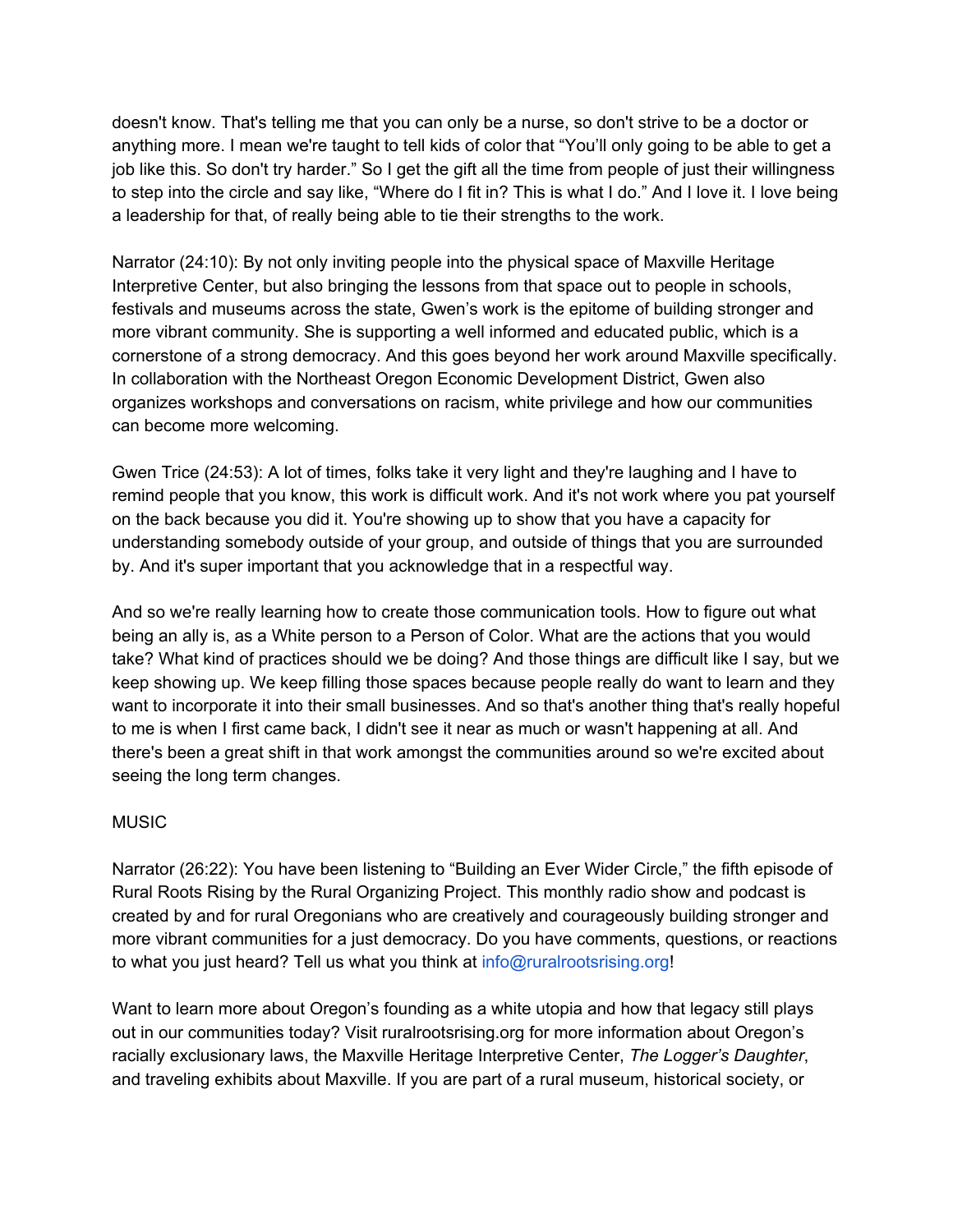doesn't know. That's telling me that you can only be a nurse, so don't strive to be a doctor or anything more. I mean we're taught to tell kids of color that "You'll only going to be able to get a job like this. So don't try harder." So I get the gift all the time from people of just their willingness to step into the circle and say like, "Where do I fit in? This is what I do." And I love it. I love being a leadership for that, of really being able to tie their strengths to the work.

Narrator (24:10): By not only inviting people into the physical space of Maxville Heritage Interpretive Center, but also bringing the lessons from that space out to people in schools, festivals and museums across the state, Gwen's work is the epitome of building stronger and more vibrant community. She is supporting a well informed and educated public, which is a cornerstone of a strong democracy. And this goes beyond her work around Maxville specifically. In collaboration with the Northeast Oregon Economic Development District, Gwen also organizes workshops and conversations on racism, white privilege and how our communities can become more welcoming.

Gwen Trice (24:53): A lot of times, folks take it very light and they're laughing and I have to remind people that you know, this work is difficult work. And it's not work where you pat yourself on the back because you did it. You're showing up to show that you have a capacity for understanding somebody outside of your group, and outside of things that you are surrounded by. And it's super important that you acknowledge that in a respectful way.

And so we're really learning how to create those communication tools. How to figure out what being an ally is, as a White person to a Person of Color. What are the actions that you would take? What kind of practices should we be doing? And those things are difficult like I say, but we keep showing up. We keep filling those spaces because people really do want to learn and they want to incorporate it into their small businesses. And so that's another thing that's really hopeful to me is when I first came back, I didn't see it near as much or wasn't happening at all. And there's been a great shift in that work amongst the communities around so we're excited about seeing the long term changes.

MUSIC

Narrator (26:22): You have been listening to "Building an Ever Wider Circle," the fifth episode of Rural Roots Rising by the Rural Organizing Project. This monthly radio show and podcast is created by and for rural Oregonians who are creatively and courageously building stronger and more vibrant communities for a just democracy. Do you have comments, questions, or reactions to what you just heard? Tell us what you think at info@ruralrootsrising.org!

Want to learn more about Oregon's founding as a white utopia and how that legacy still plays out in our communities today? Visit ruralrootsrising.org for more information about Oregon's racially exclusionary laws, the Maxville Heritage Interpretive Center, *The Logger's Daughter*, and traveling exhibits about Maxville. If you are part of a rural museum, historical society, or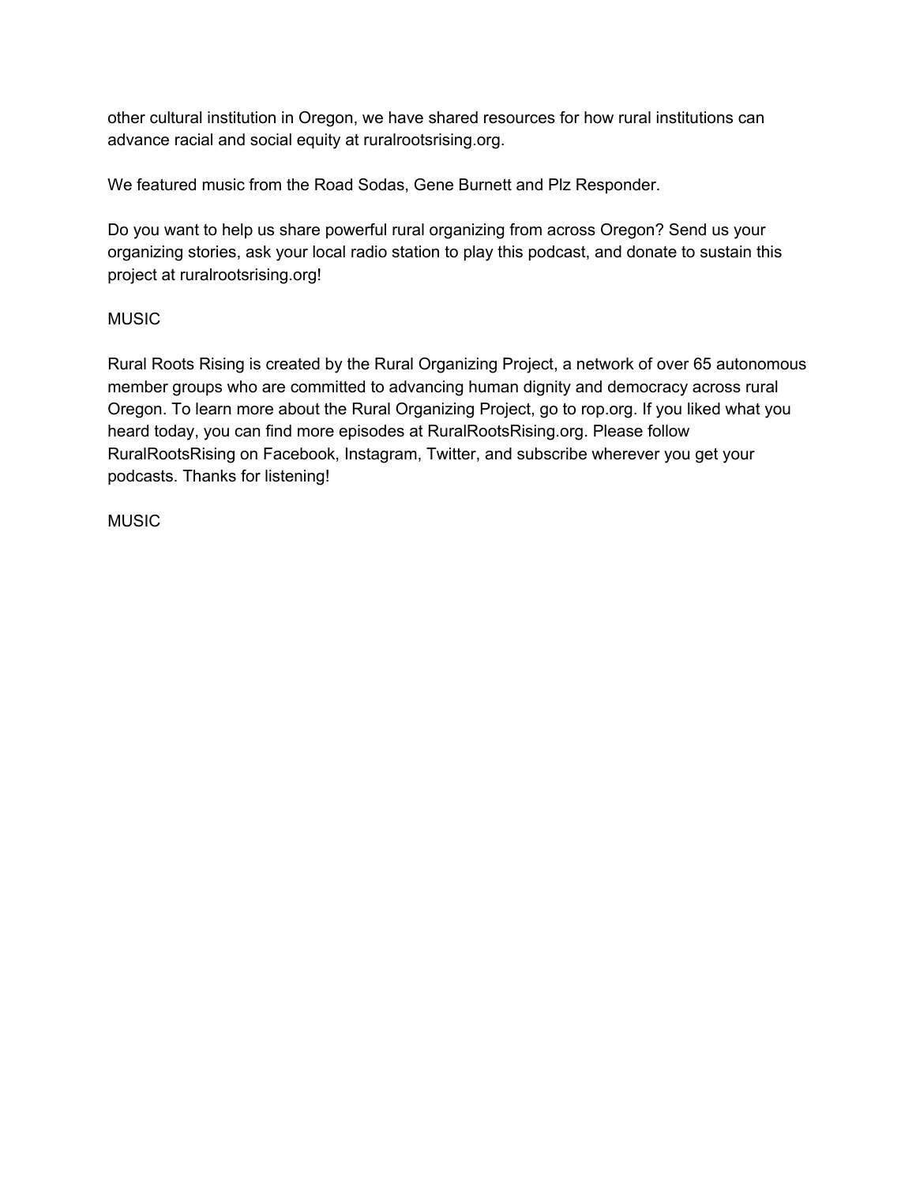other cultural institution in Oregon, we have shared resources for how rural institutions can advance racial and social equity at ruralrootsrising.org.

We featured music from the Road Sodas, Gene Burnett and Plz Responder.

Do you want to help us share powerful rural organizing from across Oregon? Send us your organizing stories, ask your local radio station to play this podcast, and donate to sustain this project at ruralrootsrising.org!

MUSIC

Rural Roots Rising is created by the Rural Organizing Project, a network of over 65 autonomous member groups who are committed to advancing human dignity and democracy across rural Oregon. To learn more about the Rural Organizing Project, go to rop.org. If you liked what you heard today, you can find more episodes at RuralRootsRising.org. Please follow RuralRootsRising on Facebook, Instagram, Twitter, and subscribe wherever you get your podcasts. Thanks for listening!

MUSIC